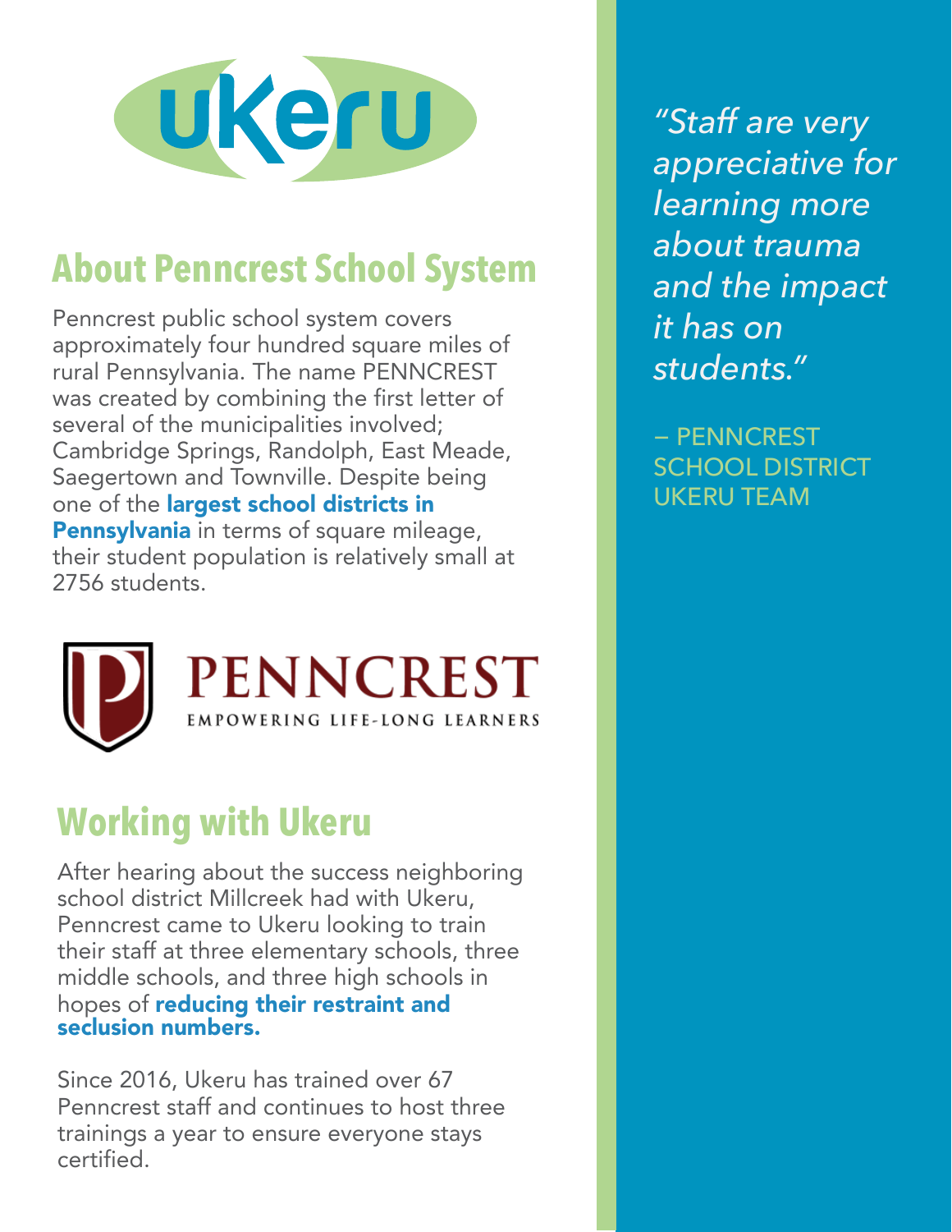## About Penncrest School System

Penncrest public school system covers approximately four hundred square miles of rural Pennsylvania. The name PENNCREST was created by combining the first letter of several of the municipalities involved; Cambridge Springs, Randolph, East Meade, Saegertown and Townville. Despite being one of the **largest school districts in Pennsylvania** in terms of square mileage, their student population is relatively small at 2756 students.

PENNCREST
EMPOWERING LIFE-LONG LEARNERS

## Working with Ukeru

After hearing about the success neighboring school district Millcreek had with Ukeru, Penncrest came to Ukeru looking to train their staff at three elementary schools, three middle schools, and three high schools in hopes of **reducing their restraint and seclusion numbers.**

Since 2016, Ukeru has trained over 67 Penncrest staff and continues to host three trainings a year to ensure everyone stays certified.

*"Staff are very appreciative for learning more about trauma and the impact it has on students."*

– PENNCREST SCHOOL DISTRICT UKERU TEAM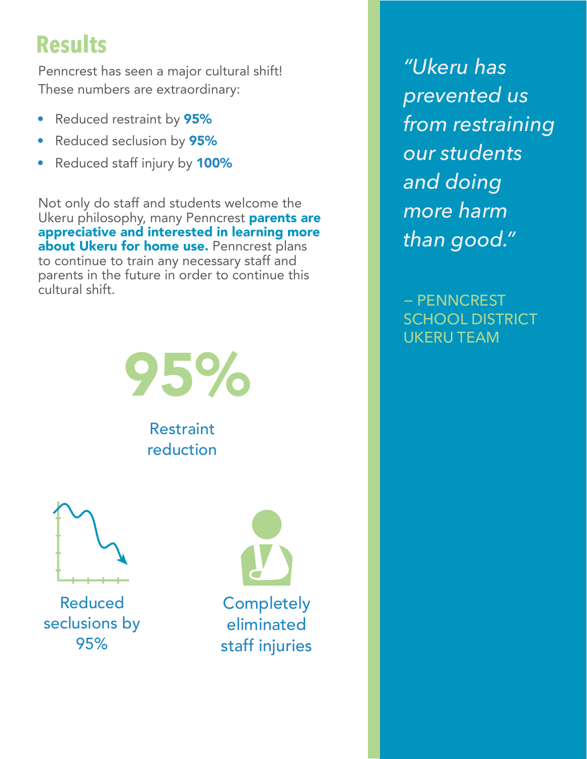## Results

Penncrest has seen a major cultural shift! These numbers are extraordinary:

- Reduced restraint by **95%**
- Reduced seclusion by **95%**
- Reduced staff injury by **100%**

Not only do staff and students welcome the Ukeru philosophy, many Penncrest **parents are appreciative and interested in learning more about Ukeru for home use.** Penncrest plans to continue to train any necessary staff and parents in the future in order to continue this cultural shift.

**95%**

Restraint reduction

Reduced seclusions by 95%

Completely eliminated staff injuries

*"Ukeru has prevented us from restraining our students and doing more harm than good."*

– PENNCREST SCHOOL DISTRICT UKERU TEAM